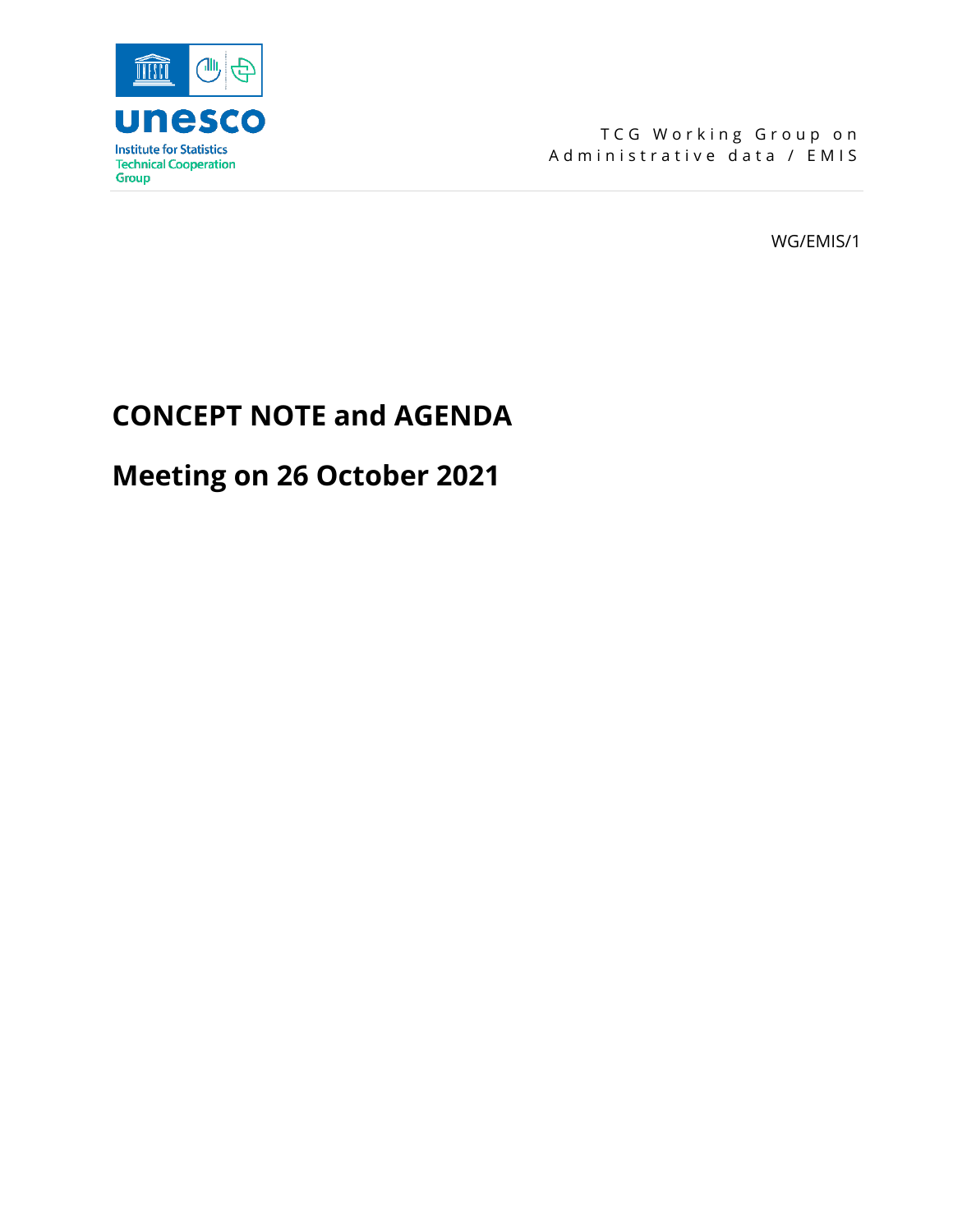unesco

Institute for Statistics
Technical Cooperation Group

TCG Working Group on Administrative data / EMIS

WG/EMIS/1

# CONCEPT NOTE and AGENDA

# Meeting on 26 October 2021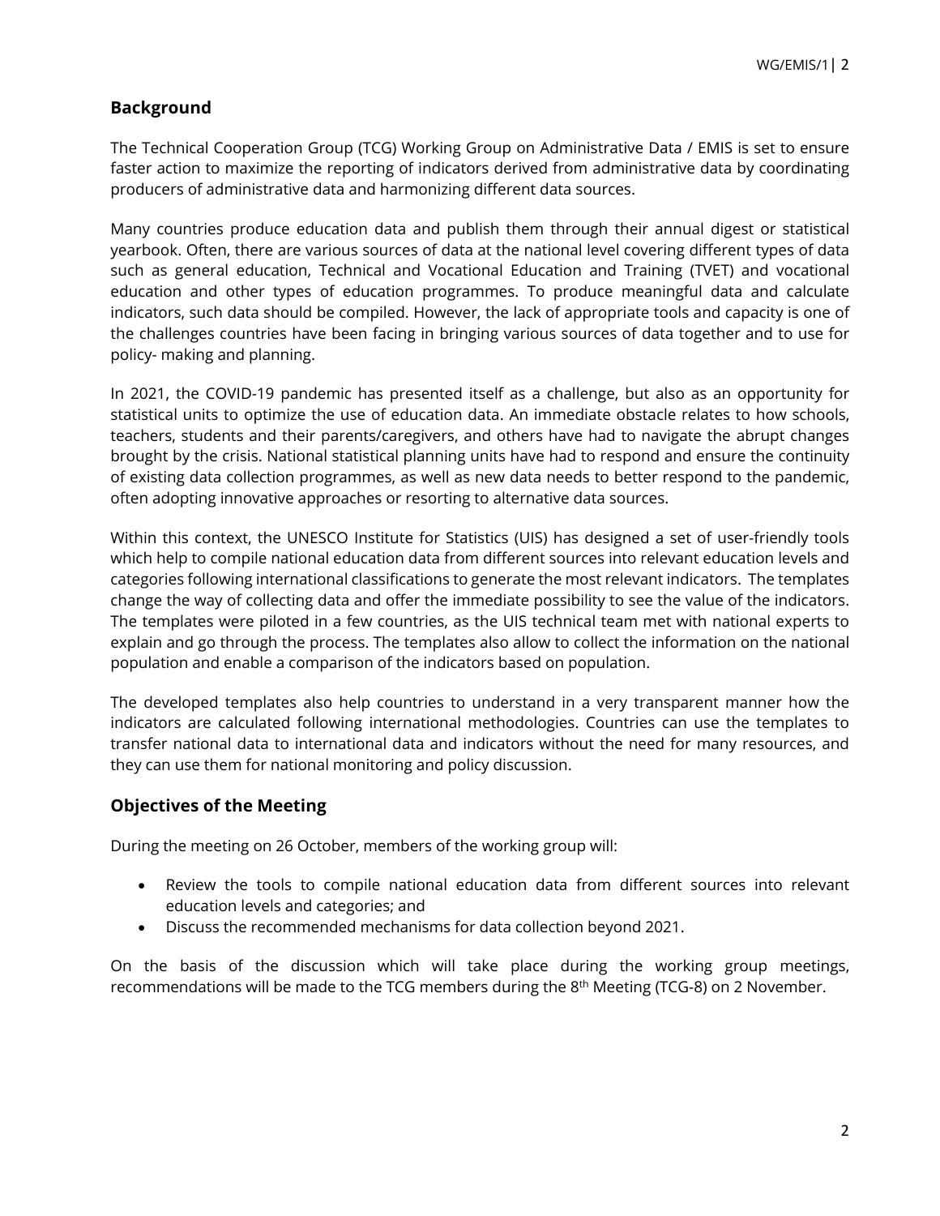## Background

The Technical Cooperation Group (TCG) Working Group on Administrative Data / EMIS is set to ensure faster action to maximize the reporting of indicators derived from administrative data by coordinating producers of administrative data and harmonizing different data sources.

Many countries produce education data and publish them through their annual digest or statistical yearbook. Often, there are various sources of data at the national level covering different types of data such as general education, Technical and Vocational Education and Training (TVET) and vocational education and other types of education programmes. To produce meaningful data and calculate indicators, such data should be compiled. However, the lack of appropriate tools and capacity is one of the challenges countries have been facing in bringing various sources of data together and to use for policy- making and planning.

In 2021, the COVID-19 pandemic has presented itself as a challenge, but also as an opportunity for statistical units to optimize the use of education data. An immediate obstacle relates to how schools, teachers, students and their parents/caregivers, and others have had to navigate the abrupt changes brought by the crisis. National statistical planning units have had to respond and ensure the continuity of existing data collection programmes, as well as new data needs to better respond to the pandemic, often adopting innovative approaches or resorting to alternative data sources.

Within this context, the UNESCO Institute for Statistics (UIS) has designed a set of user-friendly tools which help to compile national education data from different sources into relevant education levels and categories following international classifications to generate the most relevant indicators. The templates change the way of collecting data and offer the immediate possibility to see the value of the indicators. The templates were piloted in a few countries, as the UIS technical team met with national experts to explain and go through the process. The templates also allow to collect the information on the national population and enable a comparison of the indicators based on population.

The developed templates also help countries to understand in a very transparent manner how the indicators are calculated following international methodologies. Countries can use the templates to transfer national data to international data and indicators without the need for many resources, and they can use them for national monitoring and policy discussion.

## Objectives of the Meeting

During the meeting on 26 October, members of the working group will:

- Review the tools to compile national education data from different sources into relevant education levels and categories; and
- Discuss the recommended mechanisms for data collection beyond 2021.

On the basis of the discussion which will take place during the working group meetings, recommendations will be made to the TCG members during the 8th Meeting (TCG-8) on 2 November.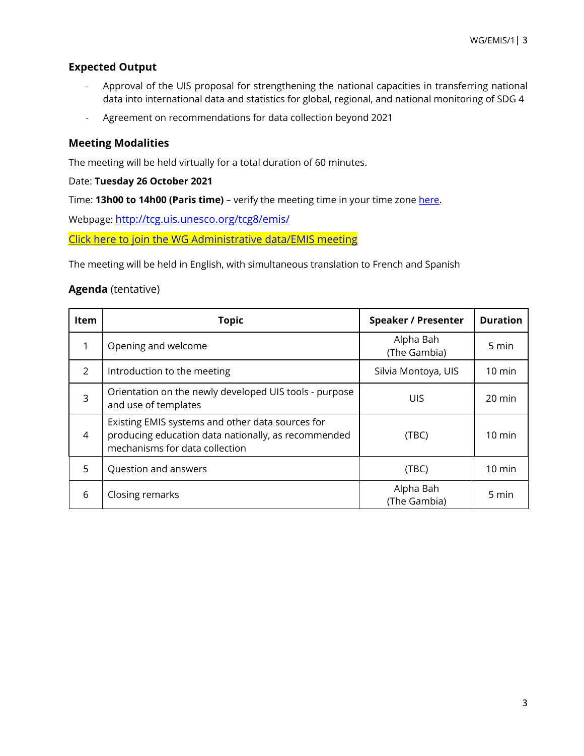### Expected Output

- Approval of the UIS proposal for strengthening the national capacities in transferring national data into international data and statistics for global, regional, and national monitoring of SDG 4
- Agreement on recommendations for data collection beyond 2021

### Meeting Modalities

The meeting will be held virtually for a total duration of 60 minutes.

Date: **Tuesday 26 October 2021**

Time: **13h00 to 14h00 (Paris time)** – verify the meeting time in your time zone here.

Webpage: http://tcg.uis.unesco.org/tcg8/emis/

Click here to join the WG Administrative data/EMIS meeting

The meeting will be held in English, with simultaneous translation to French and Spanish

### **Agenda** (tentative)

| Item | Topic | Speaker / Presenter | Duration |
|---|---|---|---|
| 1 | Opening and welcome | Alpha Bah (The Gambia) | 5 min |
| 2 | Introduction to the meeting | Silvia Montoya, UIS | 10 min |
| 3 | Orientation on the newly developed UIS tools - purpose and use of templates | UIS | 20 min |
| 4 | Existing EMIS systems and other data sources for producing education data nationally, as recommended mechanisms for data collection | (TBC) | 10 min |
| 5 | Question and answers | (TBC) | 10 min |
| 6 | Closing remarks | Alpha Bah (The Gambia) | 5 min |